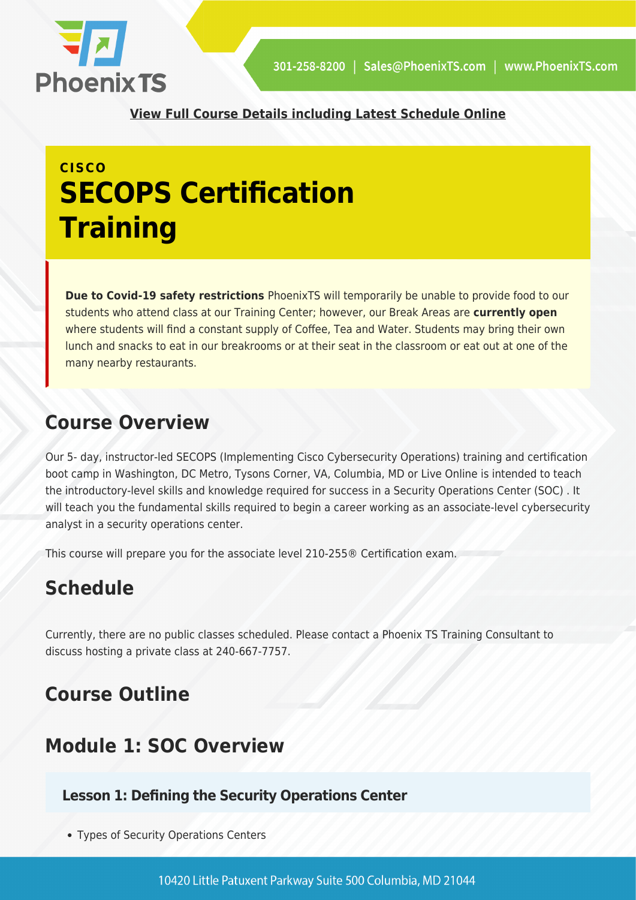**View Full Course Details including Latest Schedule Online**

CISCO

# SECOPS Certification Training

**Due to Covid-19 safety restrictions** PhoenixTS will temporarily be unable to provide food to our students who attend class at our Training Center; however, our Break Areas are **currently open** where students will find a constant supply of Coffee, Tea and Water. Students may bring their own lunch and snacks to eat in our breakrooms or at their seat in the classroom or eat out at one of the many nearby restaurants.

## Course Overview

Our 5- day, instructor-led SECOPS (Implementing Cisco Cybersecurity Operations) training and certification boot camp in Washington, DC Metro, Tysons Corner, VA, Columbia, MD or Live Online is intended to teach the introductory-level skills and knowledge required for success in a Security Operations Center (SOC) . It will teach you the fundamental skills required to begin a career working as an associate-level cybersecurity analyst in a security operations center.

This course will prepare you for the associate level 210-255® Certification exam.

## Schedule

Currently, there are no public classes scheduled. Please contact a Phoenix TS Training Consultant to discuss hosting a private class at 240-667-7757.

## Course Outline

## Module 1: SOC Overview

### Lesson 1: Defining the Security Operations Center

- Types of Security Operations Centers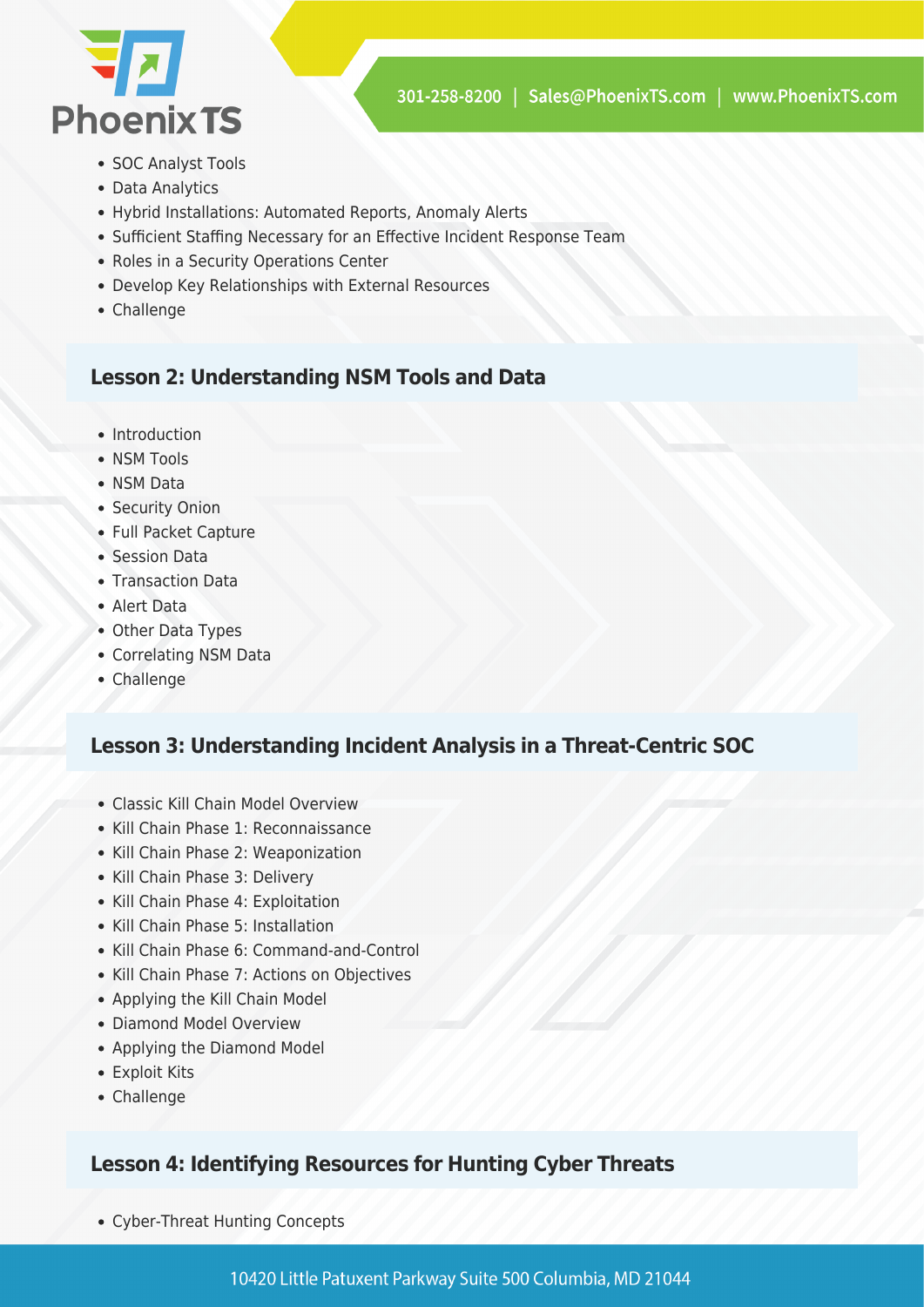- SOC Analyst Tools
- Data Analytics
- Hybrid Installations: Automated Reports, Anomaly Alerts
- Sufficient Staffing Necessary for an Effective Incident Response Team
- Roles in a Security Operations Center
- Develop Key Relationships with External Resources
- Challenge

### Lesson 2: Understanding NSM Tools and Data

- Introduction
- NSM Tools
- NSM Data
- Security Onion
- Full Packet Capture
- Session Data
- Transaction Data
- Alert Data
- Other Data Types
- Correlating NSM Data
- Challenge

### Lesson 3: Understanding Incident Analysis in a Threat-Centric SOC

- Classic Kill Chain Model Overview
- Kill Chain Phase 1: Reconnaissance
- Kill Chain Phase 2: Weaponization
- Kill Chain Phase 3: Delivery
- Kill Chain Phase 4: Exploitation
- Kill Chain Phase 5: Installation
- Kill Chain Phase 6: Command-and-Control
- Kill Chain Phase 7: Actions on Objectives
- Applying the Kill Chain Model
- Diamond Model Overview
- Applying the Diamond Model
- Exploit Kits
- Challenge

### Lesson 4: Identifying Resources for Hunting Cyber Threats

- Cyber-Threat Hunting Concepts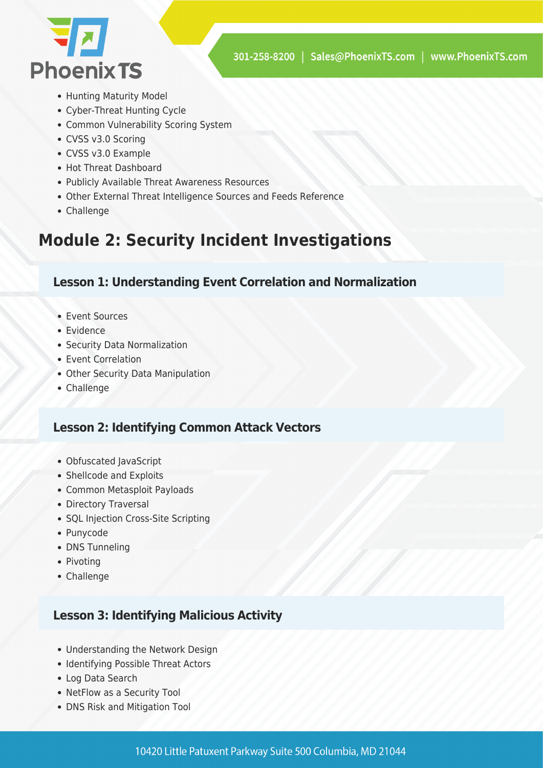- Hunting Maturity Model
- Cyber-Threat Hunting Cycle
- Common Vulnerability Scoring System
- CVSS v3.0 Scoring
- CVSS v3.0 Example
- Hot Threat Dashboard
- Publicly Available Threat Awareness Resources
- Other External Threat Intelligence Sources and Feeds Reference
- Challenge

## Module 2: Security Incident Investigations

### Lesson 1: Understanding Event Correlation and Normalization

- Event Sources
- Evidence
- Security Data Normalization
- Event Correlation
- Other Security Data Manipulation
- Challenge

### Lesson 2: Identifying Common Attack Vectors

- Obfuscated JavaScript
- Shellcode and Exploits
- Common Metasploit Payloads
- Directory Traversal
- SQL Injection Cross-Site Scripting
- Punycode
- DNS Tunneling
- Pivoting
- Challenge

### Lesson 3: Identifying Malicious Activity

- Understanding the Network Design
- Identifying Possible Threat Actors
- Log Data Search
- NetFlow as a Security Tool
- DNS Risk and Mitigation Tool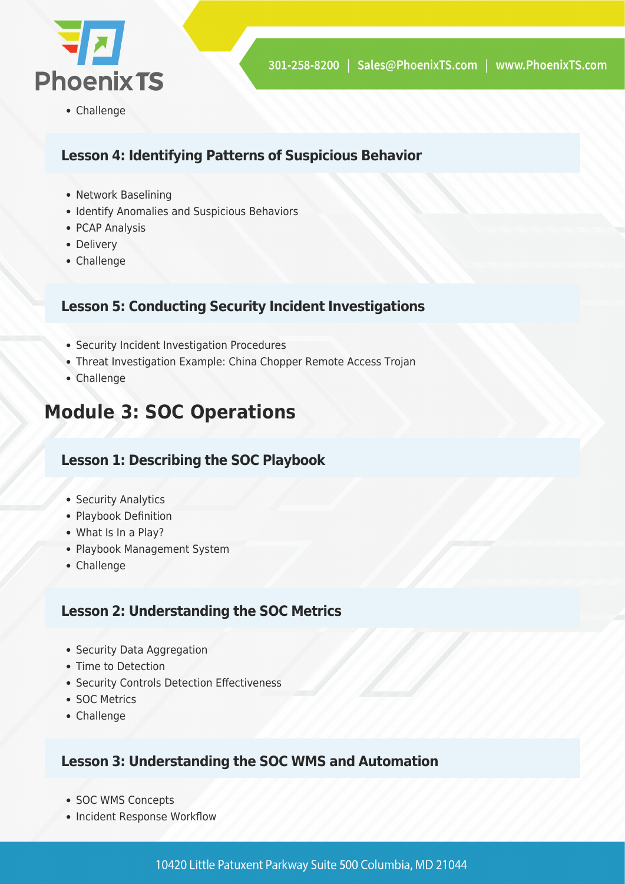- Challenge

### Lesson 4: Identifying Patterns of Suspicious Behavior

- Network Baselining
- Identify Anomalies and Suspicious Behaviors
- PCAP Analysis
- Delivery
- Challenge

### Lesson 5: Conducting Security Incident Investigations

- Security Incident Investigation Procedures
- Threat Investigation Example: China Chopper Remote Access Trojan
- Challenge

## Module 3: SOC Operations

### Lesson 1: Describing the SOC Playbook

- Security Analytics
- Playbook Definition
- What Is In a Play?
- Playbook Management System
- Challenge

### Lesson 2: Understanding the SOC Metrics

- Security Data Aggregation
- Time to Detection
- Security Controls Detection Effectiveness
- SOC Metrics
- Challenge

### Lesson 3: Understanding the SOC WMS and Automation

- SOC WMS Concepts
- Incident Response Workflow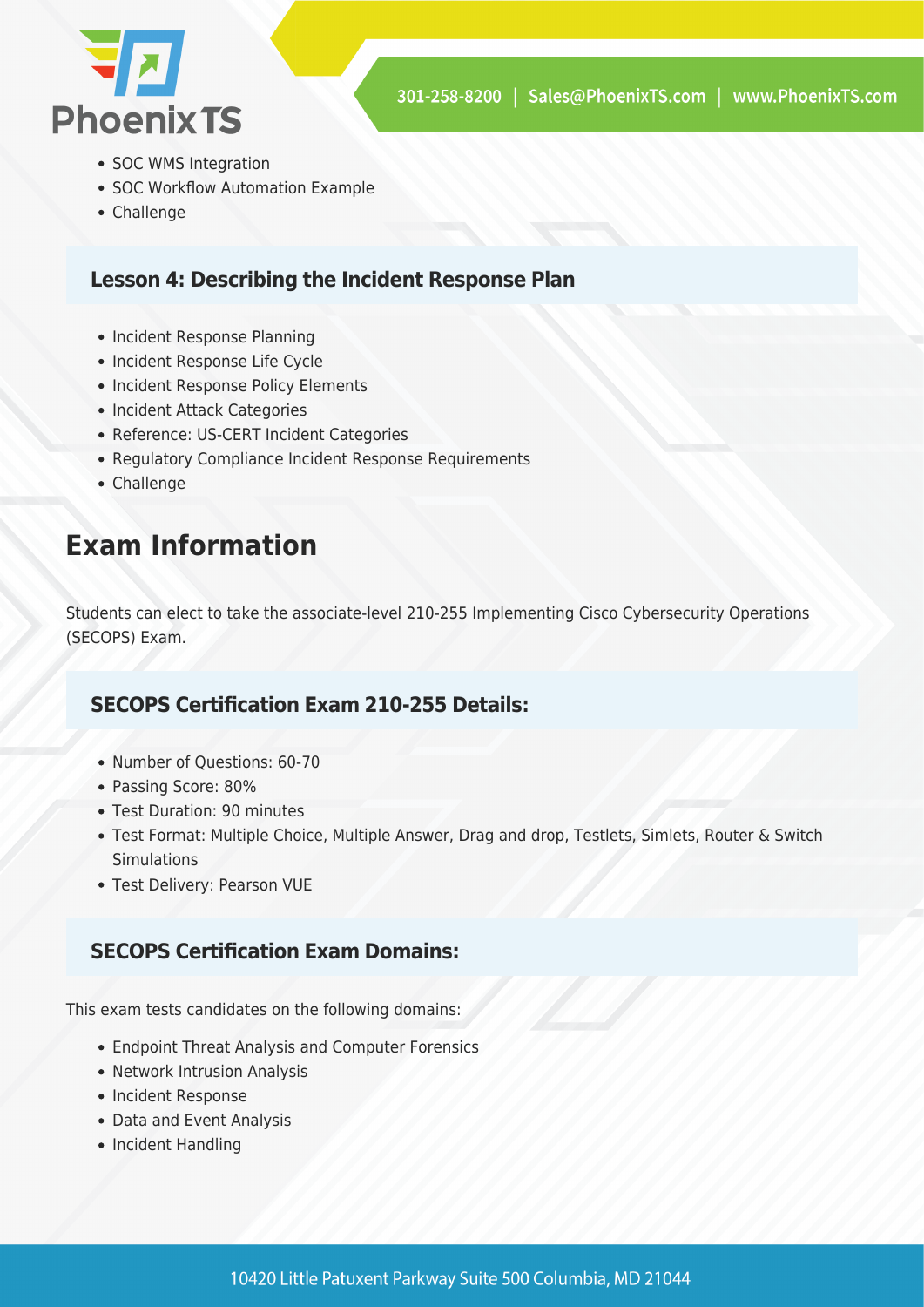- SOC WMS Integration
- SOC Workflow Automation Example
- Challenge

### Lesson 4: Describing the Incident Response Plan

- Incident Response Planning
- Incident Response Life Cycle
- Incident Response Policy Elements
- Incident Attack Categories
- Reference: US-CERT Incident Categories
- Regulatory Compliance Incident Response Requirements
- Challenge

## Exam Information

Students can elect to take the associate-level 210-255 Implementing Cisco Cybersecurity Operations (SECOPS) Exam.

### SECOPS Certification Exam 210-255 Details:

- Number of Questions: 60-70
- Passing Score: 80%
- Test Duration: 90 minutes
- Test Format: Multiple Choice, Multiple Answer, Drag and drop, Testlets, Simlets, Router & Switch Simulations
- Test Delivery: Pearson VUE

### SECOPS Certification Exam Domains:

This exam tests candidates on the following domains:

- Endpoint Threat Analysis and Computer Forensics
- Network Intrusion Analysis
- Incident Response
- Data and Event Analysis
- Incident Handling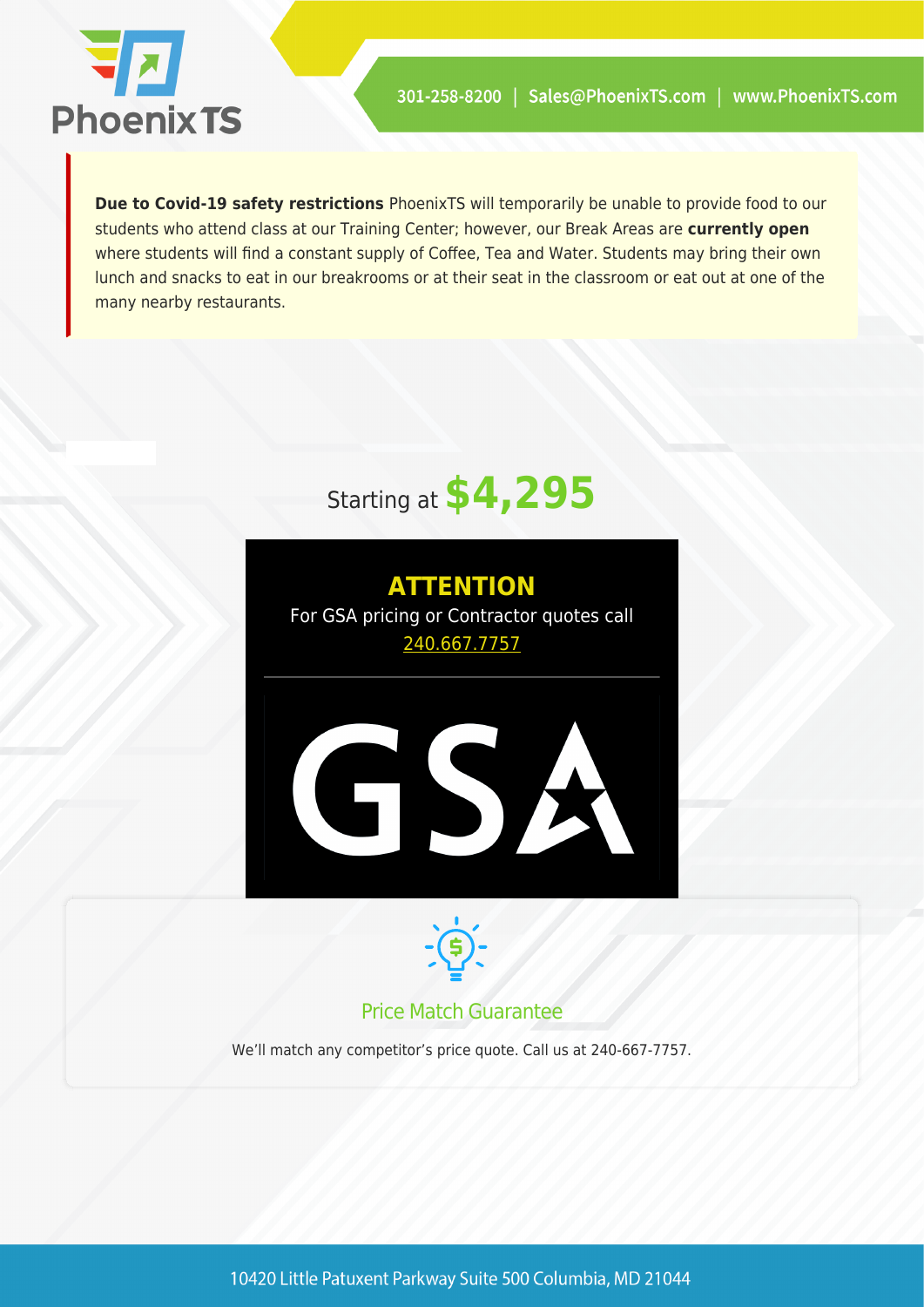**Due to Covid-19 safety restrictions** PhoenixTS will temporarily be unable to provide food to our students who attend class at our Training Center; however, our Break Areas are **currently open** where students will find a constant supply of Coffee, Tea and Water. Students may bring their own lunch and snacks to eat in our breakrooms or at their seat in the classroom or eat out at one of the many nearby restaurants.

Starting at **$4,295**

**ATTENTION**

For GSA pricing or Contractor quotes call 240.667.7757

GSA

Price Match Guarantee

We'll match any competitor's price quote. Call us at 240-667-7757.